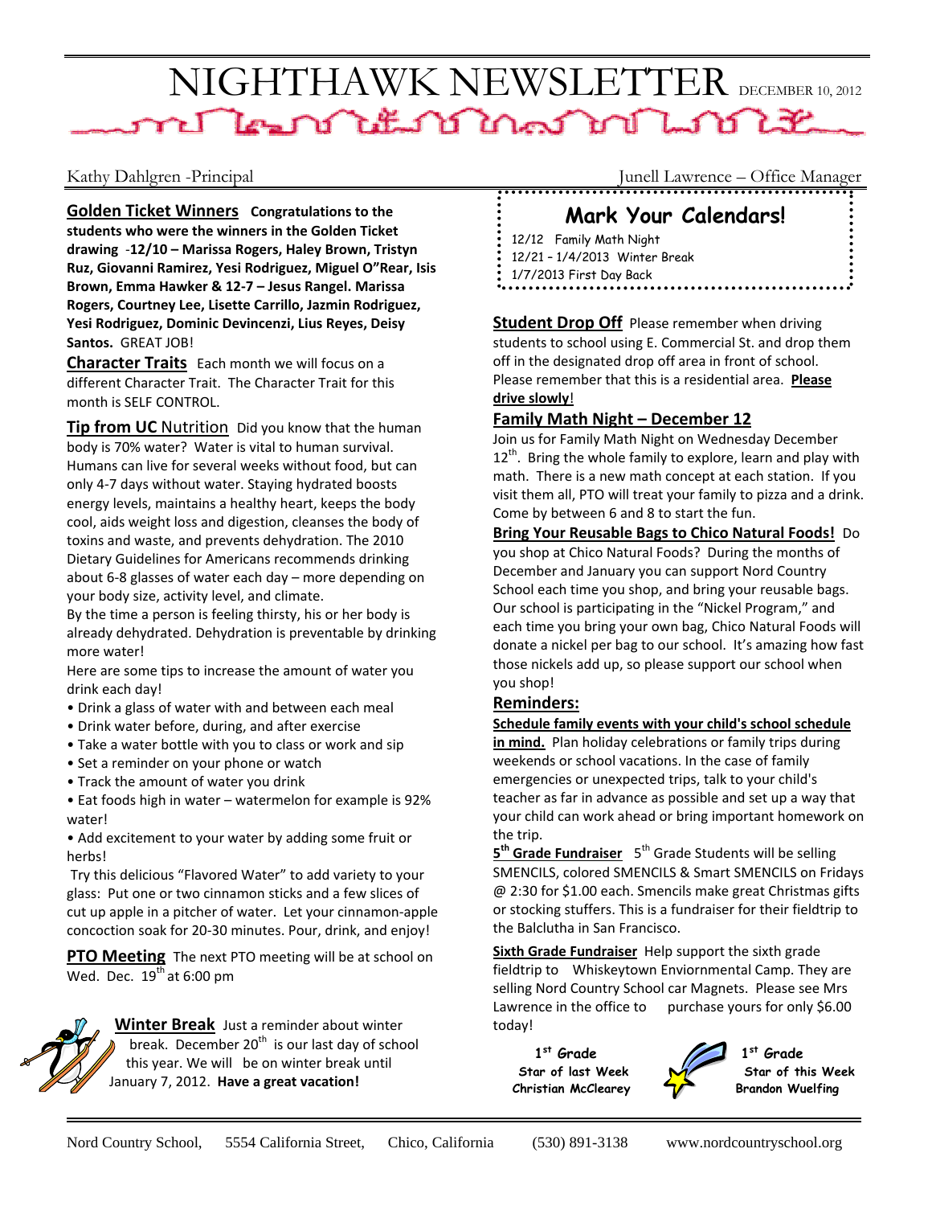# NIGHTHAWK NEWSLETTER DECEMBER 10, 2012

Kathy Dahlgren -Principal

Junell Lawrence – Office Manager

**Golden Ticket Winners** **Congratulations to the students who were the winners in the Golden Ticket drawing -12/10 – Marissa Rogers, Haley Brown, Tristyn Ruz, Giovanni Ramirez, Yesi Rodriguez, Miguel O"Rear, Isis Brown, Emma Hawker & 12-7 – Jesus Rangel. Marissa Rogers, Courtney Lee, Lisette Carrillo, Jazmin Rodriguez, Yesi Rodriguez, Dominic Devincenzi, Lius Reyes, Deisy Santos.** GREAT JOB!

**Character Traits** Each month we will focus on a different Character Trait. The Character Trait for this month is SELF CONTROL.

**Tip from UC Nutrition** Did you know that the human body is 70% water? Water is vital to human survival. Humans can live for several weeks without food, but can only 4-7 days without water. Staying hydrated boosts energy levels, maintains a healthy heart, keeps the body cool, aids weight loss and digestion, cleanses the body of toxins and waste, and prevents dehydration. The 2010 Dietary Guidelines for Americans recommends drinking about 6-8 glasses of water each day – more depending on your body size, activity level, and climate.

By the time a person is feeling thirsty, his or her body is already dehydrated. Dehydration is preventable by drinking more water!

Here are some tips to increase the amount of water you drink each day!

- Drink a glass of water with and between each meal
- Drink water before, during, and after exercise
- Take a water bottle with you to class or work and sip
- Set a reminder on your phone or watch
- Track the amount of water you drink
- Eat foods high in water – watermelon for example is 92% water!
- Add excitement to your water by adding some fruit or herbs!

Try this delicious "Flavored Water" to add variety to your glass: Put one or two cinnamon sticks and a few slices of cut up apple in a pitcher of water. Let your cinnamon-apple concoction soak for 20-30 minutes. Pour, drink, and enjoy!

**PTO Meeting** The next PTO meeting will be at school on Wed. Dec. 19th at 6:00 pm

**Winter Break** Just a reminder about winter break. December 20th is our last day of school this year. We will be on winter break until January 7, 2012. **Have a great vacation!**

## Mark Your Calendars!

12/12 Family Math Night
12/21 – 1/4/2013 Winter Break
1/7/2013 First Day Back

**Student Drop Off** Please remember when driving students to school using E. Commercial St. and drop them off in the designated drop off area in front of school. Please remember that this is a residential area. **Please drive slowly**!

**Family Math Night – December 12**

Join us for Family Math Night on Wednesday December 12th. Bring the whole family to explore, learn and play with math. There is a new math concept at each station. If you visit them all, PTO will treat your family to pizza and a drink. Come by between 6 and 8 to start the fun.

**Bring Your Reusable Bags to Chico Natural Foods!** Do you shop at Chico Natural Foods? During the months of December and January you can support Nord Country School each time you shop, and bring your reusable bags. Our school is participating in the "Nickel Program," and each time you bring your own bag, Chico Natural Foods will donate a nickel per bag to our school. It's amazing how fast those nickels add up, so please support our school when you shop!

**Reminders:**

**Schedule family events with your child's school schedule in mind.** Plan holiday celebrations or family trips during weekends or school vacations. In the case of family emergencies or unexpected trips, talk to your child's teacher as far in advance as possible and set up a way that your child can work ahead or bring important homework on the trip.

**5th Grade Fundraiser** 5th Grade Students will be selling SMENCILS, colored SMENCILS & Smart SMENCILS on Fridays @ 2:30 for $1.00 each. Smencils make great Christmas gifts or stocking stuffers. This is a fundraiser for their fieldtrip to the Balclutha in San Francisco.

**Sixth Grade Fundraiser** Help support the sixth grade fieldtrip to Whiskeytown Enviornmental Camp. They are selling Nord Country School car Magnets. Please see Mrs Lawrence in the office to purchase yours for only $6.00 today!

**1st Grade Star of last Week**
Christian McClearey

**1st Grade Star of this Week**
Brandon Wuelfing

Nord Country School, 5554 California Street, Chico, California (530) 891-3138 www.nordcountryschool.org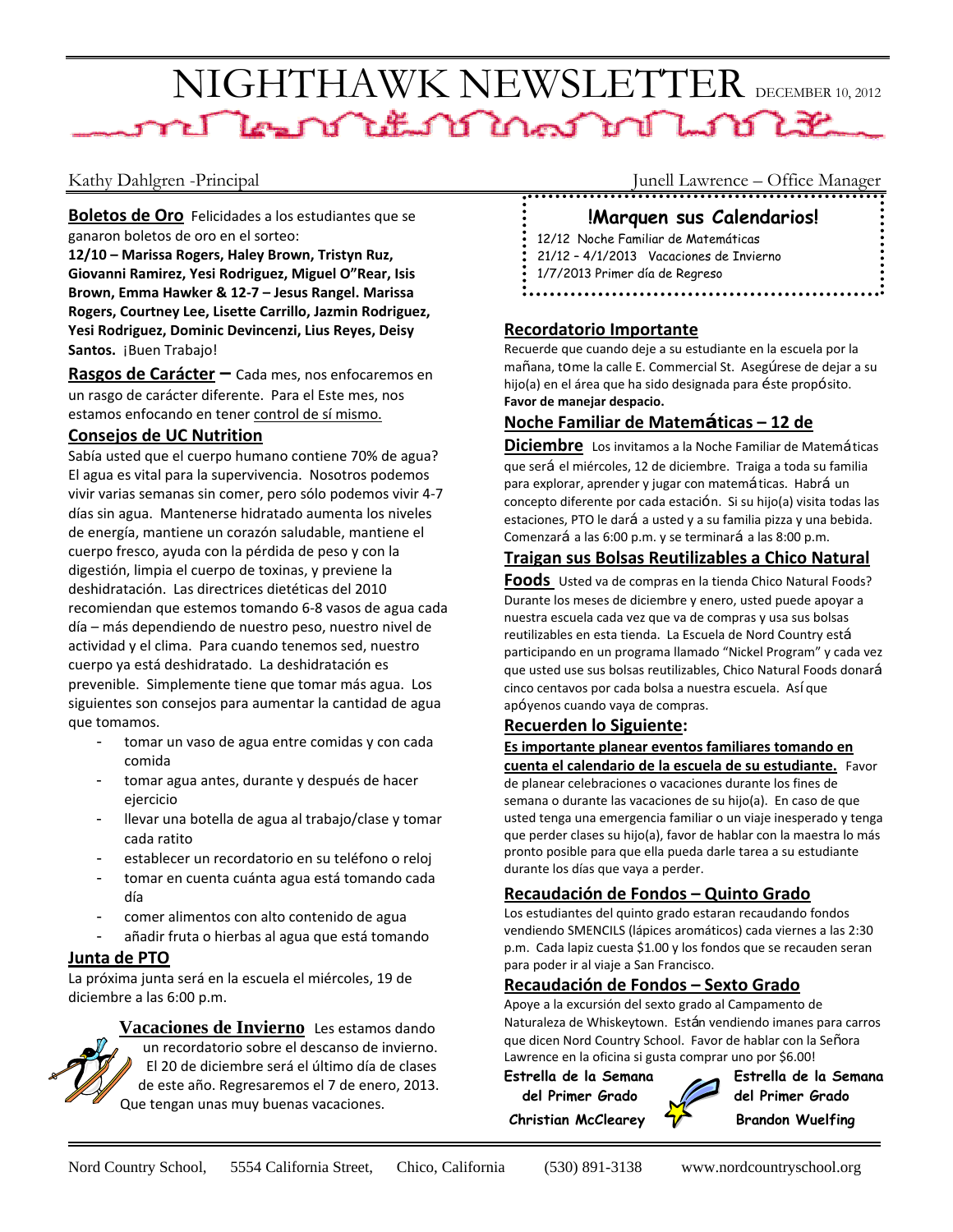# NIGHTHAWK NEWSLETTER DECEMBER 10, 2012

Kathy Dahlgren -Principal

Junell Lawrence – Office Manager

## Boletos de Oro

**Boletos de Oro** Felicidades a los estudiantes que se ganaron boletos de oro en el sorteo: **12/10 – Marissa Rogers, Haley Brown, Tristyn Ruz, Giovanni Ramirez, Yesi Rodriguez, Miguel O"Rear, Isis Brown, Emma Hawker & 12-7 – Jesus Rangel. Marissa Rogers, Courtney Lee, Lisette Carrillo, Jazmin Rodriguez, Yesi Rodriguez, Dominic Devincenzi, Lius Reyes, Deisy Santos.** ¡Buen Trabajo!

**Rasgos de Carácter –** Cada mes, nos enfocaremos en un rasgo de carácter diferente. Para el Este mes, nos estamos enfocando en tener control de sí mismo.

## Consejos de UC Nutrition

Sabía usted que el cuerpo humano contiene 70% de agua? El agua es vital para la supervivencia. Nosotros podemos vivir varias semanas sin comer, pero sólo podemos vivir 4-7 días sin agua. Mantenerse hidratado aumenta los niveles de energía, mantiene un corazón saludable, mantiene el cuerpo fresco, ayuda con la pérdida de peso y con la digestión, limpia el cuerpo de toxinas, y previene la deshidratación. Las directrices dietéticas del 2010 recomiendan que estemos tomando 6-8 vasos de agua cada día – más dependiendo de nuestro peso, nuestro nivel de actividad y el clima. Para cuando tenemos sed, nuestro cuerpo ya está deshidratado. La deshidratación es prevenible. Simplemente tiene que tomar más agua. Los siguientes son consejos para aumentar la cantidad de agua que tomamos.

- tomar un vaso de agua entre comidas y con cada comida
- tomar agua antes, durante y después de hacer ejercicio
- llevar una botella de agua al trabajo/clase y tomar cada ratito
- establecer un recordatorio en su teléfono o reloj
- tomar en cuenta cuánta agua está tomando cada día
- comer alimentos con alto contenido de agua
- añadir fruta o hierbas al agua que está tomando

## Junta de PTO

La próxima junta será en la escuela el miércoles, 19 de diciembre a las 6:00 p.m.

**Vacaciones de Invierno** Les estamos dando un recordatorio sobre el descanso de invierno. El 20 de diciembre será el último día de clases de este año. Regresaremos el 7 de enero, 2013. Que tengan unas muy buenas vacaciones.

## !Marquen sus Calendarios!

12/12 Noche Familiar de Matemáticas
21/12 – 4/1/2013 Vacaciones de Invierno
1/7/2013 Primer día de Regreso

## Recordatorio Importante

Recuerde que cuando deje a su estudiante en la escuela por la mañana, tome la calle E. Commercial St. Asegúrese de dejar a su hijo(a) en el área que ha sido designada para éste propósito. **Favor de manejar despacio.**

## Noche Familiar de Matemáticas – 12 de Diciembre

Los invitamos a la Noche Familiar de Matemáticas que será el miércoles, 12 de diciembre. Traiga a toda su familia para explorar, aprender y jugar con matemáticas. Habrá un concepto diferente por cada estación. Si su hijo(a) visita todas las estaciones, PTO le dará a usted y a su familia pizza y una bebida. Comenzará a las 6:00 p.m. y se terminará a las 8:00 p.m.

## Traigan sus Bolsas Reutilizables a Chico Natural Foods

Usted va de compras en la tienda Chico Natural Foods? Durante los meses de diciembre y enero, usted puede apoyar a nuestra escuela cada vez que va de compras y usa sus bolsas reutilizables en esta tienda. La Escuela de Nord Country está participando en un programa llamado "Nickel Program" y cada vez que usted use sus bolsas reutilizables, Chico Natural Foods donará cinco centavos por cada bolsa a nuestra escuela. Así que apóyenos cuando vaya de compras.

## Recuerden lo Siguiente:

**Es importante planear eventos familiares tomando en cuenta el calendario de la escuela de su estudiante.** Favor de planear celebraciones o vacaciones durante los fines de semana o durante las vacaciones de su hijo(a). En caso de que usted tenga una emergencia familiar o un viaje inesperado y tenga que perder clases su hijo(a), favor de hablar con la maestra lo más pronto posible para que ella pueda darle tarea a su estudiante durante los días que vaya a perder.

## Recaudación de Fondos – Quinto Grado

Los estudiantes del quinto grado estaran recaudando fondos vendiendo SMENCILS (lápices aromáticos) cada viernes a las 2:30 p.m. Cada lapiz cuesta $1.00 y los fondos que se recauden seran para poder ir al viaje a San Francisco.

## Recaudación de Fondos – Sexto Grado

Apoye a la excursión del sexto grado al Campamento de Naturaleza de Whiskeytown. Están vendiendo imanes para carros que dicen Nord Country School. Favor de hablar con la Señora Lawrence en la oficina si gusta comprar uno por $6.00!

**Estrella de la Semana del Primer Grado**
**Christian McCleary**

**Estrella de la Semana del Primer Grado**
**Brandon Wuelfing**

Nord Country School, 5554 California Street, Chico, California (530) 891-3138 www.nordcountryschool.org